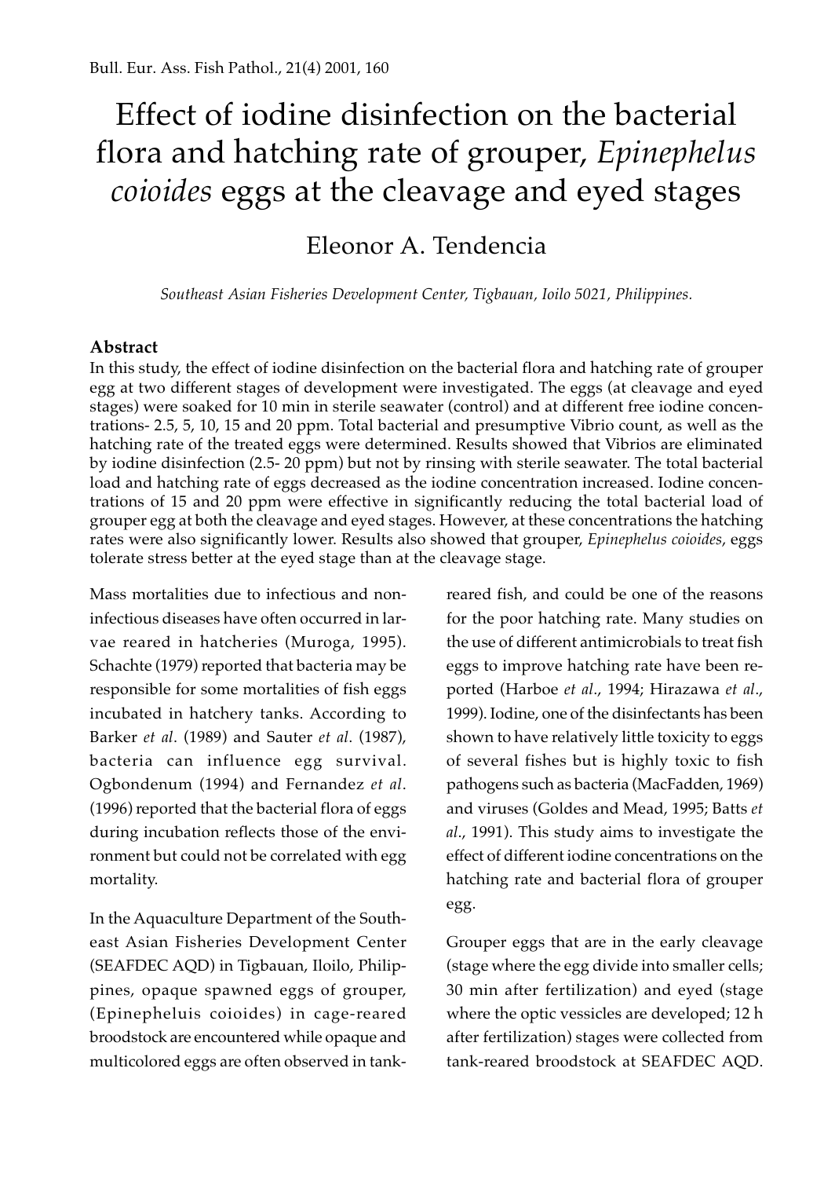# Effect of iodine disinfection on the bacterial flora and hatching rate of grouper, *Epinephelus coioides* eggs at the cleavage and eyed stages

Eleonor A. Tendencia

*Southeast Asian Fisheries Development Center, Tigbauan, Ioilo 5021, Philippines.*

## Abstract

In this study, the effect of iodine disinfection on the bacterial flora and hatching rate of grouper egg at two different stages of development were investigated. The eggs (at cleavage and eyed stages) were soaked for 10 min in sterile seawater (control) and at different free iodine concentrations- 2.5, 5, 10, 15 and 20 ppm. Total bacterial and presumptive Vibrio count, as well as the hatching rate of the treated eggs were determined. Results showed that Vibrios are eliminated by iodine disinfection (2.5- 20 ppm) but not by rinsing with sterile seawater. The total bacterial load and hatching rate of eggs decreased as the iodine concentration increased. Iodine concentrations of 15 and 20 ppm were effective in significantly reducing the total bacterial load of grouper egg at both the cleavage and eyed stages. However, at these concentrations the hatching rates were also significantly lower. Results also showed that grouper, *Epinephelus coioides*, eggs tolerate stress better at the eyed stage than at the cleavage stage.

Mass mortalities due to infectious and non-infectious diseases have often occurred in larvae reared in hatcheries (Muroga, 1995). Schachte (1979) reported that bacteria may be responsible for some mortalities of fish eggs incubated in hatchery tanks. According to Barker *et al*. (1989) and Sauter *et al*. (1987), bacteria can influence egg survival. Ogbondenum (1994) and Fernandez *et al*. (1996) reported that the bacterial flora of eggs during incubation reflects those of the environment but could not be correlated with egg mortality.

In the Aquaculture Department of the Southeast Asian Fisheries Development Center (SEAFDEC AQD) in Tigbauan, Iloilo, Philippines, opaque spawned eggs of grouper, (Epinepheluis coioides) in cage-reared broodstock are encountered while opaque and multicolored eggs are often observed in tank-reared fish, and could be one of the reasons for the poor hatching rate. Many studies on the use of different antimicrobials to treat fish eggs to improve hatching rate have been reported (Harboe *et al*., 1994; Hirazawa *et al*., 1999). Iodine, one of the disinfectants has been shown to have relatively little toxicity to eggs of several fishes but is highly toxic to fish pathogens such as bacteria (MacFadden, 1969) and viruses (Goldes and Mead, 1995; Batts *et al*., 1991). This study aims to investigate the effect of different iodine concentrations on the hatching rate and bacterial flora of grouper egg.

Grouper eggs that are in the early cleavage (stage where the egg divide into smaller cells; 30 min after fertilization) and eyed (stage where the optic vessicles are developed; 12 h after fertilization) stages were collected from tank-reared broodstock at SEAFDEC AQD.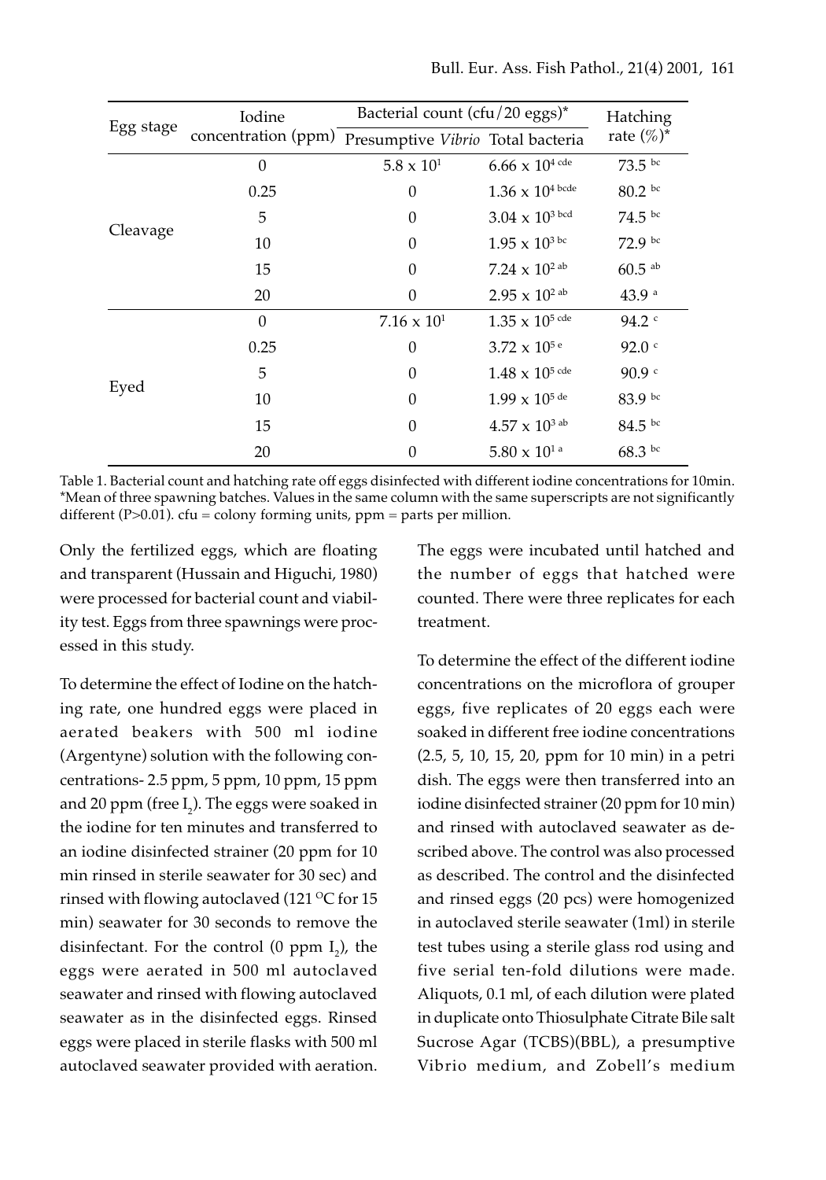| Egg stage | Iodine concentration (ppm) | Bacterial count (cfu/20 eggs)* | | Hatching rate (%)* |
|---|---|---|---|---|
| | | Presumptive *Vibrio* | Total bacteria | |
| Cleavage | 0 | $5.8 \times 10^1$ | $6.66 \times 10^4$ cde | 73.5 bc |
| | 0.25 | 0 | $1.36 \times 10^4$ bcde | 80.2 bc |
| | 5 | 0 | $3.04 \times 10^3$ bcd | 74.5 bc |
| | 10 | 0 | $1.95 \times 10^3$ bc | 72.9 bc |
| | 15 | 0 | $7.24 \times 10^2$ ab | 60.5 ab |
| | 20 | 0 | $2.95 \times 10^2$ ab | 43.9 a |
| Eyed | 0 | $7.16 \times 10^1$ | $1.35 \times 10^5$ cde | 94.2 c |
| | 0.25 | 0 | $3.72 \times 10^5$ e | 92.0 c |
| | 5 | 0 | $1.48 \times 10^5$ cde | 90.9 c |
| | 10 | 0 | $1.99 \times 10^5$ de | 83.9 bc |
| | 15 | 0 | $4.57 \times 10^3$ ab | 84.5 bc |
| | 20 | 0 | $5.80 \times 10^1$ a | 68.3 bc |

Table 1. Bacterial count and hatching rate off eggs disinfected with different iodine concentrations for 10min. *Mean of three spawning batches. Values in the same column with the same superscripts are not significantly different (P>0.01). cfu = colony forming units, ppm = parts per million.

Only the fertilized eggs, which are floating and transparent (Hussain and Higuchi, 1980) were processed for bacterial count and viability test. Eggs from three spawnings were processed in this study.

To determine the effect of Iodine on the hatching rate, one hundred eggs were placed in aerated beakers with 500 ml iodine (Argentyne) solution with the following concentrations- 2.5 ppm, 5 ppm, 10 ppm, 15 ppm and 20 ppm (free $I_2$). The eggs were soaked in the iodine for ten minutes and transferred to an iodine disinfected strainer (20 ppm for 10 min rinsed in sterile seawater for 30 sec) and rinsed with flowing autoclaved (121 °C for 15 min) seawater for 30 seconds to remove the disinfectant. For the control (0 ppm $I_2$), the eggs were aerated in 500 ml autoclaved seawater and rinsed with flowing autoclaved seawater as in the disinfected eggs. Rinsed eggs were placed in sterile flasks with 500 ml autoclaved seawater provided with aeration. The eggs were incubated until hatched and the number of eggs that hatched were counted. There were three replicates for each treatment.

To determine the effect of the different iodine concentrations on the microflora of grouper eggs, five replicates of 20 eggs each were soaked in different free iodine concentrations (2.5, 5, 10, 15, 20, ppm for 10 min) in a petri dish. The eggs were then transferred into an iodine disinfected strainer (20 ppm for 10 min) and rinsed with autoclaved seawater as described above. The control was also processed as described. The control and the disinfected and rinsed eggs (20 pcs) were homogenized in autoclaved sterile seawater (1ml) in sterile test tubes using a sterile glass rod using and five serial ten-fold dilutions were made. Aliquots, 0.1 ml, of each dilution were plated in duplicate onto Thiosulphate Citrate Bile salt Sucrose Agar (TCBS)(BBL), a presumptive Vibrio medium, and Zobell's medium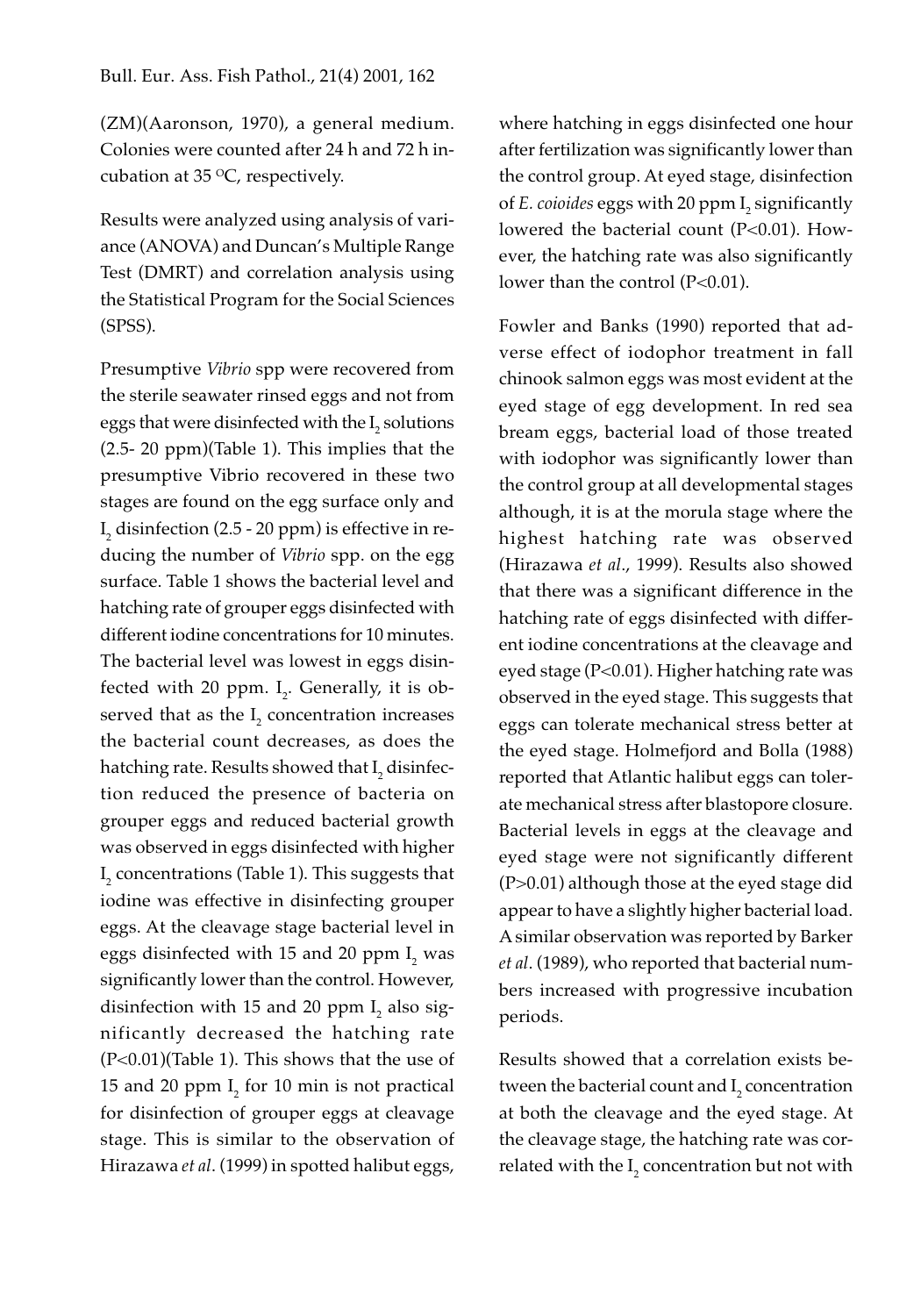(ZM)(Aaronson, 1970), a general medium. Colonies were counted after 24 h and 72 h incubation at 35 °C, respectively.

Results were analyzed using analysis of variance (ANOVA) and Duncan's Multiple Range Test (DMRT) and correlation analysis using the Statistical Program for the Social Sciences (SPSS).

Presumptive *Vibrio* spp were recovered from the sterile seawater rinsed eggs and not from eggs that were disinfected with the $I_2$ solutions (2.5- 20 ppm)(Table 1). This implies that the presumptive Vibrio recovered in these two stages are found on the egg surface only and $I_2$ disinfection (2.5 - 20 ppm) is effective in reducing the number of *Vibrio* spp. on the egg surface. Table 1 shows the bacterial level and hatching rate of grouper eggs disinfected with different iodine concentrations for 10 minutes. The bacterial level was lowest in eggs disinfected with 20 ppm. $I_2$. Generally, it is observed that as the $I_2$ concentration increases the bacterial count decreases, as does the hatching rate. Results showed that $I_2$ disinfection reduced the presence of bacteria on grouper eggs and reduced bacterial growth was observed in eggs disinfected with higher $I_2$ concentrations (Table 1). This suggests that iodine was effective in disinfecting grouper eggs. At the cleavage stage bacterial level in eggs disinfected with 15 and 20 ppm $I_2$ was significantly lower than the control. However, disinfection with 15 and 20 ppm $I_2$ also significantly decreased the hatching rate ($P<0.01$)(Table 1). This shows that the use of 15 and 20 ppm $I_2$ for 10 min is not practical for disinfection of grouper eggs at cleavage stage. This is similar to the observation of Hirazawa *et al*. (1999) in spotted halibut eggs, where hatching in eggs disinfected one hour after fertilization was significantly lower than the control group. At eyed stage, disinfection of *E. coioides* eggs with 20 ppm $I_2$ significantly lowered the bacterial count ($P<0.01$). However, the hatching rate was also significantly lower than the control ($P<0.01$).

Fowler and Banks (1990) reported that adverse effect of iodophor treatment in fall chinook salmon eggs was most evident at the eyed stage of egg development. In red sea bream eggs, bacterial load of those treated with iodophor was significantly lower than the control group at all developmental stages although, it is at the morula stage where the highest hatching rate was observed (Hirazawa *et al*., 1999). Results also showed that there was a significant difference in the hatching rate of eggs disinfected with different iodine concentrations at the cleavage and eyed stage ($P<0.01$). Higher hatching rate was observed in the eyed stage. This suggests that eggs can tolerate mechanical stress better at the eyed stage. Holmefjord and Bolla (1988) reported that Atlantic halibut eggs can tolerate mechanical stress after blastopore closure. Bacterial levels in eggs at the cleavage and eyed stage were not significantly different ($P>0.01$) although those at the eyed stage did appear to have a slightly higher bacterial load. A similar observation was reported by Barker *et al*. (1989), who reported that bacterial numbers increased with progressive incubation periods.

Results showed that a correlation exists between the bacterial count and $I_2$ concentration at both the cleavage and the eyed stage. At the cleavage stage, the hatching rate was correlated with the $I_2$ concentration but not with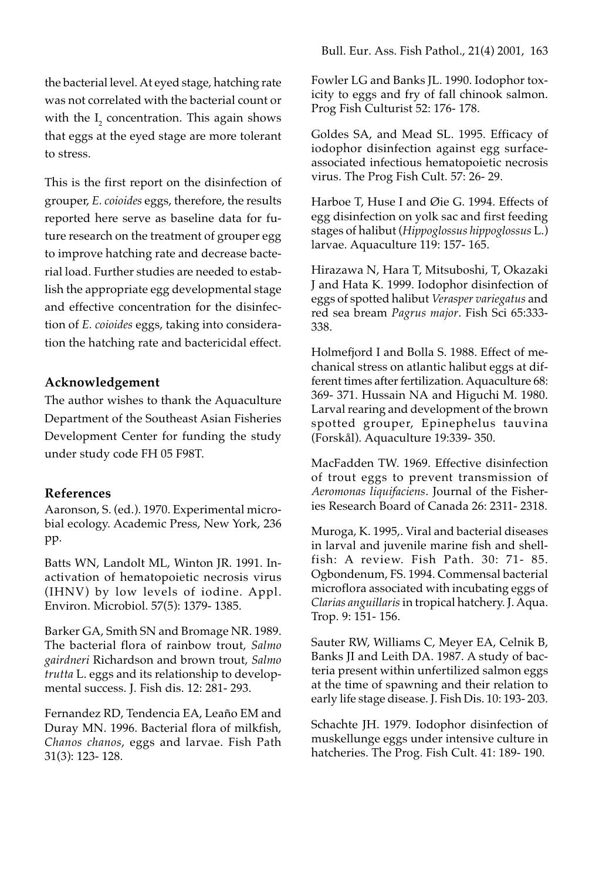the bacterial level. At eyed stage, hatching rate was not correlated with the bacterial count or with the $I_2$ concentration. This again shows that eggs at the eyed stage are more tolerant to stress.

This is the first report on the disinfection of grouper, *E. coioides* eggs, therefore, the results reported here serve as baseline data for future research on the treatment of grouper egg to improve hatching rate and decrease bacterial load. Further studies are needed to establish the appropriate egg developmental stage and effective concentration for the disinfection of *E. coioides* eggs, taking into consideration the hatching rate and bactericidal effect.

## Acknowledgement

The author wishes to thank the Aquaculture Department of the Southeast Asian Fisheries Development Center for funding the study under study code FH 05 F98T.

## References

Aaronson, S. (ed.). 1970. Experimental microbial ecology. Academic Press, New York, 236 pp.

Batts WN, Landolt ML, Winton JR. 1991. Inactivation of hematopoietic necrosis virus (IHNV) by low levels of iodine. Appl. Environ. Microbiol. 57(5): 1379- 1385.

Barker GA, Smith SN and Bromage NR. 1989. The bacterial flora of rainbow trout, *Salmo gairdneri* Richardson and brown trout, *Salmo trutta* L. eggs and its relationship to developmental success. J. Fish dis. 12: 281- 293.

Fernandez RD, Tendencia EA, Leaño EM and Duray MN. 1996. Bacterial flora of milkfish, *Chanos chanos*, eggs and larvae. Fish Path 31(3): 123- 128.

Fowler LG and Banks JL. 1990. Iodophor toxicity to eggs and fry of fall chinook salmon. Prog Fish Culturist 52: 176- 178.

Goldes SA, and Mead SL. 1995. Efficacy of iodophor disinfection against egg surface-associated infectious hematopoietic necrosis virus. The Prog Fish Cult. 57: 26- 29.

Harboe T, Huse I and Øie G. 1994. Effects of egg disinfection on yolk sac and first feeding stages of halibut (*Hippoglossus hippoglossus* L.) larvae. Aquaculture 119: 157- 165.

Hirazawa N, Hara T, Mitsuboshi, T, Okazaki J and Hata K. 1999. Iodophor disinfection of eggs of spotted halibut *Verasper variegatus* and red sea bream *Pagrus major*. Fish Sci 65:333- 338.

Holmefjord I and Bolla S. 1988. Effect of mechanical stress on atlantic halibut eggs at different times after fertilization. Aquaculture 68: 369- 371.

Hussain NA and Higuchi M. 1980. Larval rearing and development of the brown spotted grouper, Epinephelus tauvina (Forskål). Aquaculture 19:339- 350.

MacFadden TW. 1969. Effective disinfection of trout eggs to prevent transmission of *Aeromonas liquifaciens*. Journal of the Fisheries Research Board of Canada 26: 2311- 2318.

Muroga, K. 1995,. Viral and bacterial diseases in larval and juvenile marine fish and shellfish: A review. Fish Path. 30: 71- 85.

Ogbondenum, FS. 1994. Commensal bacterial microflora associated with incubating eggs of *Clarias anguillaris* in tropical hatchery. J. Aqua. Trop. 9: 151- 156.

Sauter RW, Williams C, Meyer EA, Celnik B, Banks JI and Leith DA. 1987. A study of bacteria present within unfertilized salmon eggs at the time of spawning and their relation to early life stage disease. J. Fish Dis. 10: 193- 203.

Schachte JH. 1979. Iodophor disinfection of muskellunge eggs under intensive culture in hatcheries. The Prog. Fish Cult. 41: 189- 190.